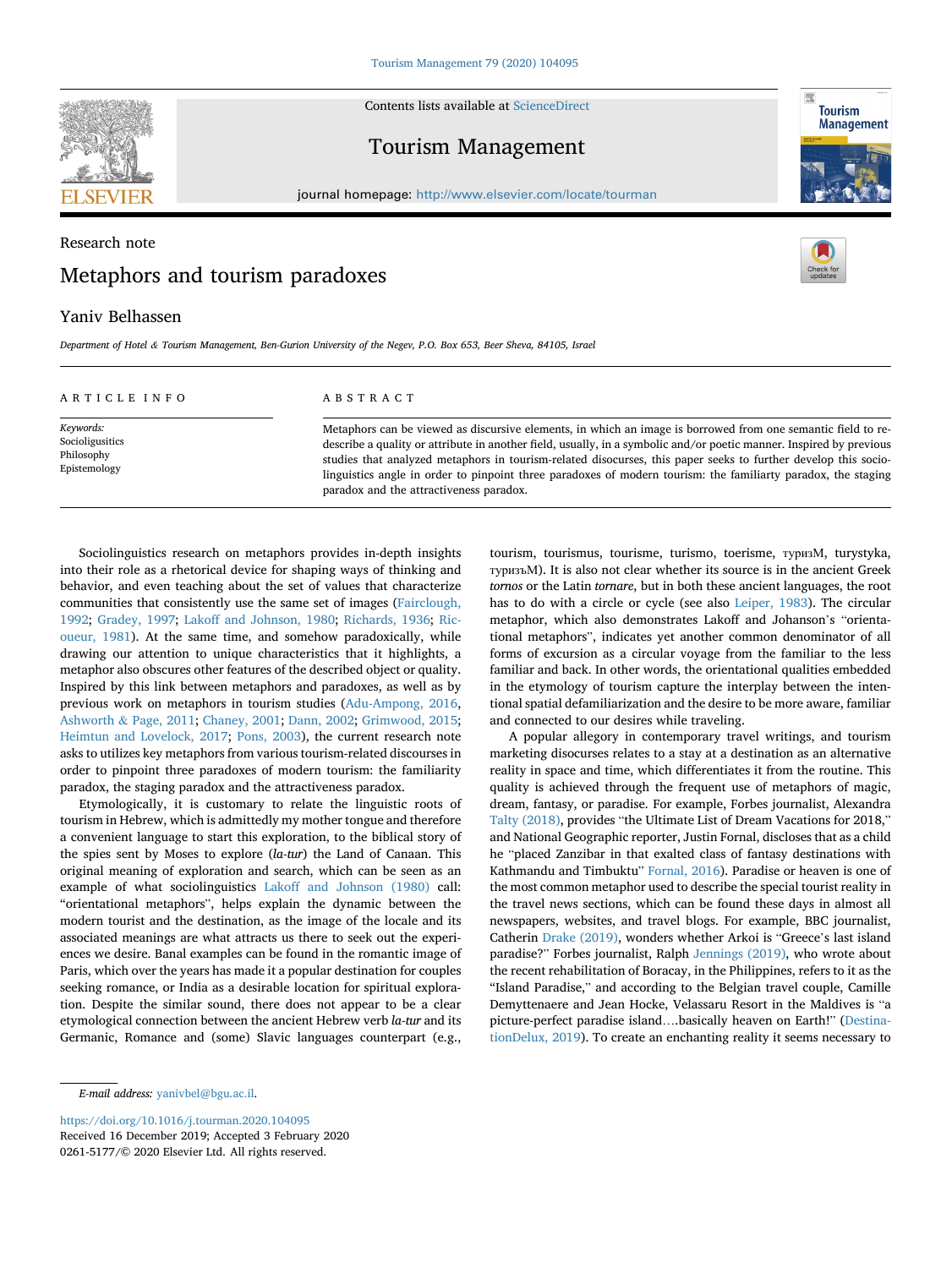Research note

# Metaphors and tourism paradoxes

Yaniv Belhassen

*Department of Hotel & Tourism Management, Ben-Gurion University of the Negev, P.O. Box 653, Beer Sheva, 84105, Israel*

## ARTICLE INFO

*Keywords:*
Socioligusitics
Philosophy
Epistemology

## ABSTRACT

Metaphors can be viewed as discursive elements, in which an image is borrowed from one semantic field to re-describe a quality or attribute in another field, usually, in a symbolic and/or poetic manner. Inspired by previous studies that analyzed metaphors in tourism-related disocurses, this paper seeks to further develop this socio-linguistics angle in order to pinpoint three paradoxes of modern tourism: the familiarty paradox, the staging paradox and the attractiveness paradox.

Sociolinguistics research on metaphors provides in-depth insights into their role as a rhetorical device for shaping ways of thinking and behavior, and even teaching about the set of values that characterize communities that consistently use the same set of images (Fairclough, 1992; Gradey, 1997; Lakoff and Johnson, 1980; Richards, 1936; Ricoueur, 1981). At the same time, and somehow paradoxically, while drawing our attention to unique characteristics that it highlights, a metaphor also obscures other features of the described object or quality. Inspired by this link between metaphors and paradoxes, as well as by previous work on metaphors in tourism studies (Adu-Ampong, 2016, Ashworth & Page, 2011; Chaney, 2001; Dann, 2002; Grimwood, 2015; Heimtun and Lovelock, 2017; Pons, 2003), the current research note asks to utilizes key metaphors from various tourism-related discourses in order to pinpoint three paradoxes of modern tourism: the familiarity paradox, the staging paradox and the attractiveness paradox.

Etymologically, it is customary to relate the linguistic roots of tourism in Hebrew, which is admittedly my mother tongue and therefore a convenient language to start this exploration, to the biblical story of the spies sent by Moses to explore (*la-tur*) the Land of Canaan. This original meaning of exploration and search, which can be seen as an example of what sociolinguistics Lakoff and Johnson (1980) call: "orientational metaphors", helps explain the dynamic between the modern tourist and the destination, as the image of the locale and its associated meanings are what attracts us there to seek out the experiences we desire. Banal examples can be found in the romantic image of Paris, which over the years has made it a popular destination for couples seeking romance, or India as a desirable location for spiritual exploration. Despite the similar sound, there does not appear to be a clear etymological connection between the ancient Hebrew verb *la-tur* and its Germanic, Romance and (some) Slavic languages counterpart (e.g., tourism, tourismus, tourisme, turismo, toerisme, туризМ, turystyka, туризъМ). It is also not clear whether its source is in the ancient Greek *tornos* or the Latin *tornare*, but in both these ancient languages, the root has to do with a circle or cycle (see also Leiper, 1983). The circular metaphor, which also demonstrates Lakoff and Johanson's "orientational metaphors", indicates yet another common denominator of all forms of excursion as a circular voyage from the familiar to the less familiar and back. In other words, the orientational qualities embedded in the etymology of tourism capture the interplay between the intentional spatial defamiliarization and the desire to be more aware, familiar and connected to our desires while traveling.

A popular allegory in contemporary travel writings, and tourism marketing discourses relates to a stay at a destination as an alternative reality in space and time, which differentiates it from the routine. This quality is achieved through the frequent use of metaphors of magic, dream, fantasy, or paradise. For example, Forbes journalist, Alexandra Talty (2018), provides "the Ultimate List of Dream Vacations for 2018," and National Geographic reporter, Justin Fornal, discloses that as a child he "placed Zanzibar in that exalted class of fantasy destinations with Kathmandu and Timbuktu" Fornal, 2016). Paradise or heaven is one of the most common metaphor used to describe the special tourist reality in the travel news sections, which can be found these days in almost all newspapers, websites, and travel blogs. For example, BBC journalist, Catherin Drake (2019), wonders whether Arkoi is "Greece's last island paradise?" Forbes journalist, Ralph Jennings (2019), who wrote about the recent rehabilitation of Boracay, in the Philippines, refers to it as the "Island Paradise," and according to the Belgian travel couple, Camille Demyttenaere and Jean Hocke, Velassaru Resort in the Maldives is "a picture-perfect paradise island....basically heaven on Earth!" (DestinationDelux, 2019). To create an enchanting reality it seems necessary to

*E-mail address:* yanivbel@bgu.ac.il.

https://doi.org/10.1016/j.tourman.2020.104095
Received 16 December 2019; Accepted 3 February 2020
0261-5177/© 2020 Elsevier Ltd. All rights reserved.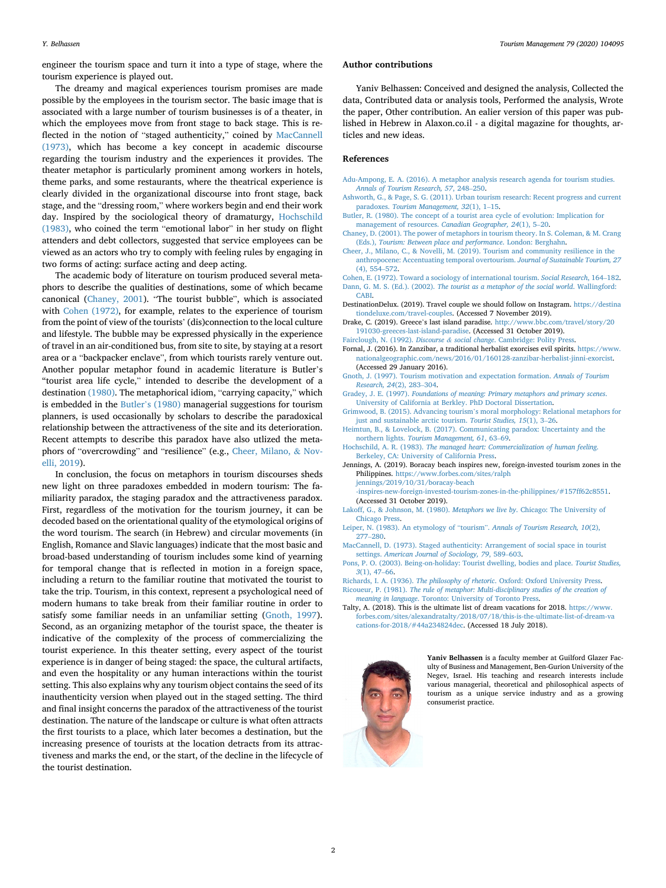engineer the tourism space and turn it into a type of stage, where the tourism experience is played out.

The dreamy and magical experiences tourism promises are made possible by the employees in the tourism sector. The basic image that is associated with a large number of tourism businesses is of a theater, in which the employees move from front stage to back stage. This is reflected in the notion of "staged authenticity," coined by MacCannell (1973), which has become a key concept in academic discourse regarding the tourism industry and the experiences it provides. The theater metaphor is particularly prominent among workers in hotels, theme parks, and some restaurants, where the theatrical experience is clearly divided in the organizational discourse into front stage, back stage, and the "dressing room," where workers begin and end their work day. Inspired by the sociological theory of dramaturgy, Hochschild (1983), who coined the term "emotional labor" in her study on flight attenders and debt collectors, suggested that service employees can be viewed as an actors who try to comply with feeling rules by engaging in two forms of acting: surface acting and deep acting.

The academic body of literature on tourism produced several metaphors to describe the qualities of destinations, some of which became canonical (Chaney, 2001). "The tourist bubble", which is associated with Cohen (1972), for example, relates to the experience of tourism from the point of view of the tourists' (dis)connection to the local culture and lifestyle. The bubble may be expressed physically in the experience of travel in an air-conditioned bus, from site to site, by staying at a resort area or a "backpacker enclave", from which tourists rarely venture out. Another popular metaphor found in academic literature is Butler's "tourist area life cycle," intended to describe the development of a destination (1980). The metaphorical idiom, "carrying capacity," which is embedded in the Butler's (1980) managerial suggestions for tourism planners, is used occasionally by scholars to describe the paradoxical relationship between the attractiveness of the site and its deterioration. Recent attempts to describe this paradox have also utlized the metaphors of "overcrowding" and "resilience" (e.g., Cheer, Milano, & Novelli, 2019).

In conclusion, the focus on metaphors in tourism discourses sheds new light on three paradoxes embedded in modern tourism: The familiarity paradox, the staging paradox and the attractiveness paradox. First, regardless of the motivation for the tourism journey, it can be decoded based on the orientational quality of the etymological origins of the word tourism. The search (in Hebrew) and circular movements (in English, Romance and Slavic languages) indicate that the most basic and broad-based understanding of tourism includes some kind of yearning for temporal change that is reflected in motion in a foreign space, including a return to the familiar routine that motivated the tourist to take the trip. Tourism, in this context, represent a psychological need of modern humans to take break from their familiar routine in order to satisfy some familiar needs in an unfamiliar setting (Gnoth, 1997). Second, as an organizing metaphor of the tourist space, the theater is indicative of the complexity of the process of commercializing the tourist experience. In this theater setting, every aspect of the tourist experience is in danger of being staged: the space, the cultural artifacts, and even the hospitality or any human interactions within the tourist setting. This also explains why any tourism object contains the seed of its inauthenticity version when played out in the staged setting. The third and final insight concerns the paradox of the attractiveness of the tourist destination. The nature of the landscape or culture is what often attracts the first tourists to a place, which later becomes a destination, but the increasing presence of tourists at the location detracts from its attractiveness and marks the end, or the start, of the decline in the lifecycle of the tourist destination.

## Author contributions

Yaniv Belhassen: Conceived and designed the analysis, Collected the data, Contributed data or analysis tools, Performed the analysis, Wrote the paper, Other contribution. An ealier version of this paper was published in Hebrew in Alaxon.co.il - a digital magazine for thoughts, articles and new ideas.

## References

Adu-Ampong, E. A. (2016). A metaphor analysis research agenda for tourism studies. *Annals of Tourism Research, 57*, 248–250.

Ashworth, G., & Page, S. G. (2011). Urban tourism research: Recent progress and current paradoxes. *Tourism Management, 32*(1), 1–15.

Butler, R. (1980). The concept of a tourist area cycle of evolution: Implication for management of resources. *Canadian Geographer, 24*(1), 5–20.

Chaney, D. (2001). The power of metaphors in tourism theory. In S. Coleman, & M. Crang (Eds.), *Tourism: Between place and performance*. London: Berghahn.

Cheer, J., Milano, C., & Novelli, M. (2019). Tourism and community resilience in the anthropocene: Accentuating temporal overtourism. *Journal of Sustainable Tourism, 27*(4), 554–572.

Cohen, E. (1972). Toward a sociology of international tourism. *Social Research*, 164–182.

Dann, G. M. S. (Ed.). (2002). *The tourist as a metaphor of the social world*. Wallingford: CABI.

DestinationDelux. (2019). Travel couple we should follow on Instagram. https://destinationdeluxe.com/travel-couples. (Accessed 7 November 2019).

Drake, C. (2019). Greece's last island paradise. http://www.bbc.com/travel/story/20191030-greeces-last-island-paradise. (Accessed 31 October 2019).

Fairclough, N. (1992). *Discourse & social change*. Cambridge: Polity Press.

Fornal, J. (2016). In Zanzibar, a traditional herbalist exorcises evil spirits. https://www.nationalgeographic.com/news/2016/01/160128-zanzibar-herbalist-jinni-exorcist. (Accessed 29 January 2016).

Gnoth, J. (1997). Tourism motivation and expectation formation. *Annals of Tourism Research, 24*(2), 283–304.

Gradey, J. E. (1997). *Foundations of meaning: Primary metaphors and primary scenes*. University of California at Berkley. PhD Doctoral Dissertation.

Grimwood, B. (2015). Advancing tourism's moral morphology: Relational metaphors for just and sustainable arctic tourism. *Tourist Studies, 15*(1), 3–26.

Heimtun, B., & Lovelock, B. (2017). Communicating paradox: Uncertainty and the northern lights. *Tourism Management, 61*, 63–69.

Hochschild, A. R. (1983). *The managed heart: Commercialization of human feeling*. Berkeley, CA: University of California Press.

Jennings, A. (2019). Boracay beach inspires new, foreign-invested tourism zones in the Philippines. https://www.forbes.com/sites/ralphjennings/2019/10/31/boracay-beach-inspires-new-foreign-invested-tourism-zones-in-the-philippines/#157ff62c8551. (Accessed 31 October 2019).

Lakoff, G., & Johnson, M. (1980). *Metaphors we live by*. Chicago: The University of Chicago Press.

Leiper, N. (1983). An etymology of "tourism". *Annals of Tourism Research, 10*(2), 277–280.

MacCannell, D. (1973). Staged authenticity: Arrangement of social space in tourist settings. *American Journal of Sociology, 79*, 589–603.

Pons, P. O. (2003). Being-on-holiday: Tourist dwelling, bodies and place. *Tourist Studies, 3*(1), 47–66.

Richards, I. A. (1936). *The philosophy of rhetoric*. Oxford: Oxford University Press.

Ricoueur, P. (1981). *The rule of metaphor: Multi-disciplinary studies of the creation of meaning in language*. Toronto: University of Toronto Press.

Talty, A. (2018). This is the ultimate list of dream vacations for 2018. https://www.forbes.com/sites/alexandratalty/2018/07/18/this-is-the-ultimate-list-of-dream-vacations-for-2018/#44a234824dec. (Accessed 18 July 2018).

**Yaniv Belhassen** is a faculty member at Guilford Glazer Faculty of Business and Management, Ben-Gurion University of the Negev, Israel. His teaching and research interests include various managerial, theoretical and philosophical aspects of tourism as a unique service industry and as a growing consumerist practice.